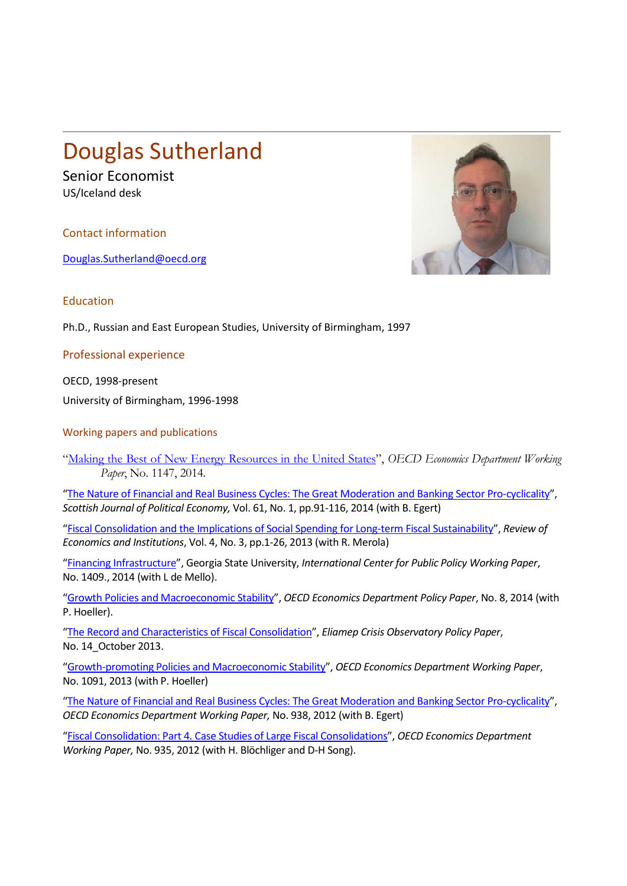# Douglas Sutherland

Senior Economist

US/Iceland desk

## Contact information

Douglas.Sutherland@oecd.org

## Education

Ph.D., Russian and East European Studies, University of Birmingham, 1997

## Professional experience

OECD, 1998-present

University of Birmingham, 1996-1998

## Working papers and publications

"Making the Best of New Energy Resources in the United States", *OECD Economics Department Working Paper*, No. 1147, 2014.

"The Nature of Financial and Real Business Cycles: The Great Moderation and Banking Sector Pro-cyclicality", *Scottish Journal of Political Economy,* Vol. 61, No. 1, pp.91-116, 2014 (with B. Egert)

"Fiscal Consolidation and the Implications of Social Spending for Long-term Fiscal Sustainability", *Review of Economics and Institutions*, Vol. 4, No. 3, pp.1-26, 2013 (with R. Merola)

"Financing Infrastructure", Georgia State University, *International Center for Public Policy Working Paper*, No. 1409., 2014 (with L de Mello).

"Growth Policies and Macroeconomic Stability", *OECD Economics Department Policy Paper*, No. 8, 2014 (with P. Hoeller).

"The Record and Characteristics of Fiscal Consolidation", *Eliamep Crisis Observatory Policy Paper*, No. 14_October 2013.

"Growth-promoting Policies and Macroeconomic Stability", *OECD Economics Department Working Paper*, No. 1091, 2013 (with P. Hoeller)

"The Nature of Financial and Real Business Cycles: The Great Moderation and Banking Sector Pro-cyclicality", *OECD Economics Department Working Paper,* No. 938, 2012 (with B. Egert)

"Fiscal Consolidation: Part 4. Case Studies of Large Fiscal Consolidations", *OECD Economics Department Working Paper,* No. 935, 2012 (with H. Blöchliger and D-H Song).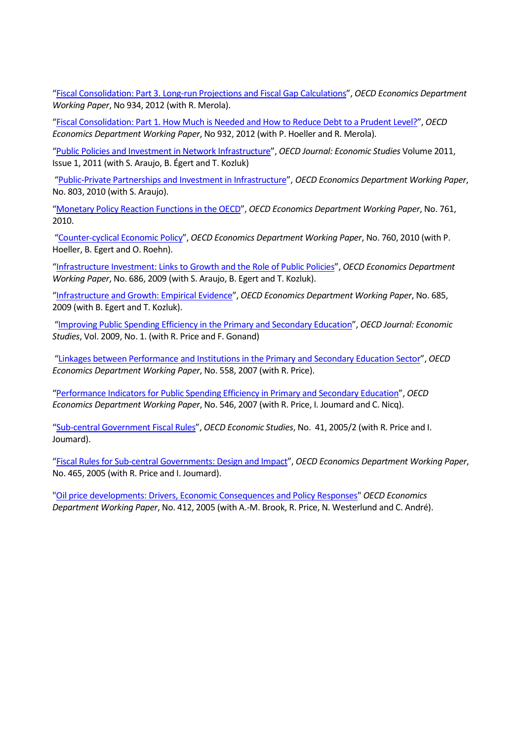“Fiscal Consolidation: Part 3. Long-run Projections and Fiscal Gap Calculations”, *OECD Economics Department Working Paper*, No 934, 2012 (with R. Merola).

“Fiscal Consolidation: Part 1. How Much is Needed and How to Reduce Debt to a Prudent Level?”, *OECD Economics Department Working Paper*, No 932, 2012 (with P. Hoeller and R. Merola).

“Public Policies and Investment in Network Infrastructure”, *OECD Journal: Economic Studies* Volume 2011, Issue 1, 2011 (with S. Araujo, B. Égert and T. Kozluk)

“Public-Private Partnerships and Investment in Infrastructure”, *OECD Economics Department Working Paper*, No. 803, 2010 (with S. Araujo).

“Monetary Policy Reaction Functions in the OECD”, *OECD Economics Department Working Paper*, No. 761, 2010.

“Counter-cyclical Economic Policy”, *OECD Economics Department Working Paper*, No. 760, 2010 (with P. Hoeller, B. Egert and O. Roehn).

“Infrastructure Investment: Links to Growth and the Role of Public Policies”, *OECD Economics Department Working Paper*, No. 686, 2009 (with S. Araujo, B. Egert and T. Kozluk).

“Infrastructure and Growth: Empirical Evidence”, *OECD Economics Department Working Paper*, No. 685, 2009 (with B. Egert and T. Kozluk).

“Improving Public Spending Efficiency in the Primary and Secondary Education”, *OECD Journal: Economic Studies*, Vol. 2009, No. 1. (with R. Price and F. Gonand)

“Linkages between Performance and Institutions in the Primary and Secondary Education Sector”, *OECD Economics Department Working Paper*, No. 558, 2007 (with R. Price).

“Performance Indicators for Public Spending Efficiency in Primary and Secondary Education”, *OECD Economics Department Working Paper*, No. 546, 2007 (with R. Price, I. Joumard and C. Nicq).

“Sub-central Government Fiscal Rules”, *OECD Economic Studies*, No. 41, 2005/2 (with R. Price and I. Joumard).

“Fiscal Rules for Sub-central Governments: Design and Impact”, *OECD Economics Department Working Paper*, No. 465, 2005 (with R. Price and I. Joumard).

"Oil price developments: Drivers, Economic Consequences and Policy Responses" *OECD Economics Department Working Paper*, No. 412, 2005 (with A.-M. Brook, R. Price, N. Westerlund and C. André).